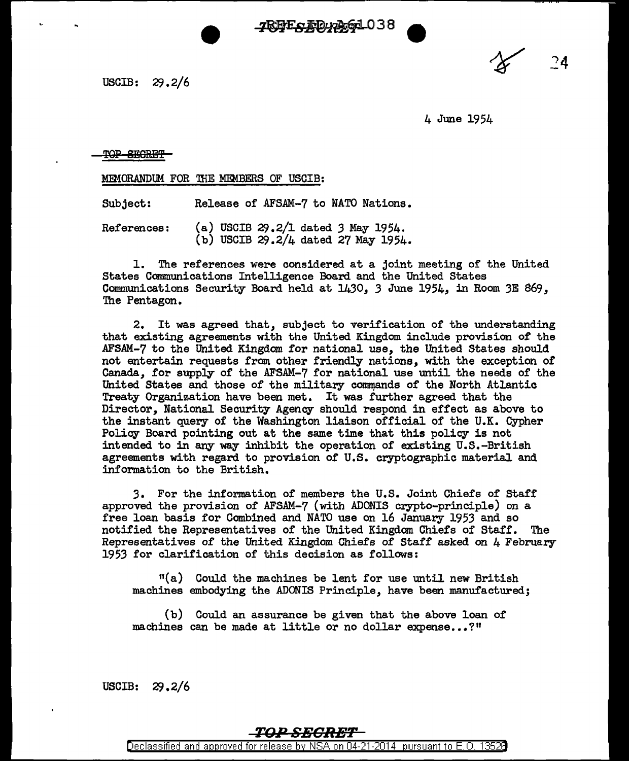USCIB: 29.2/6

4 June 1954

~~TOP SECRET~~

MEMORANDUM FOR THE MEMBERS OF USCIB:

Subject: Release of AFSAM-7 to NATO Nations.

References: (a) USCIB 29.2/1 dated 3 May 1954.
(b) USCIB 29.2/4 dated 27 May 1954.

1. The references were considered at a joint meeting of the United States Communications Intelligence Board and the United States Communications Security Board held at 1430, 3 June 1954, in Room 3E 869, The Pentagon.

2. It was agreed that, subject to verification of the understanding that existing agreements with the United Kingdom include provision of the AFSAM-7 to the United Kingdom for national use, the United States should not entertain requests from other friendly nations, with the exception of Canada, for supply of the AFSAM-7 for national use until the needs of the United States and those of the military commands of the North Atlantic Treaty Organization have been met. It was further agreed that the Director, National Security Agency should respond in effect as above to the instant query of the Washington liaison official of the U.K. Cypher Policy Board pointing out at the same time that this policy is not intended to in any way inhibit the operation of existing U.S.-British agreements with regard to provision of U.S. cryptographic material and information to the British.

3. For the information of members the U.S. Joint Chiefs of Staff approved the provision of AFSAM-7 (with ADONIS crypto-principle) on a free loan basis for Combined and NATO use on 16 January 1953 and so notified the Representatives of the United Kingdom Chiefs of Staff. The Representatives of the United Kingdom Chiefs of Staff asked on 4 February 1953 for clarification of this decision as follows:

"(a) Could the machines be lent for use until new British machines embodying the ADONIS Principle, have been manufactured;

(b) Could an assurance be given that the above loan of machines can be made at little or no dollar expense...?"

USCIB: 29.2/6

~~TOP SECRET~~

Declassified and approved for release by NSA on 04-21-2014 pursuant to E.O. 13526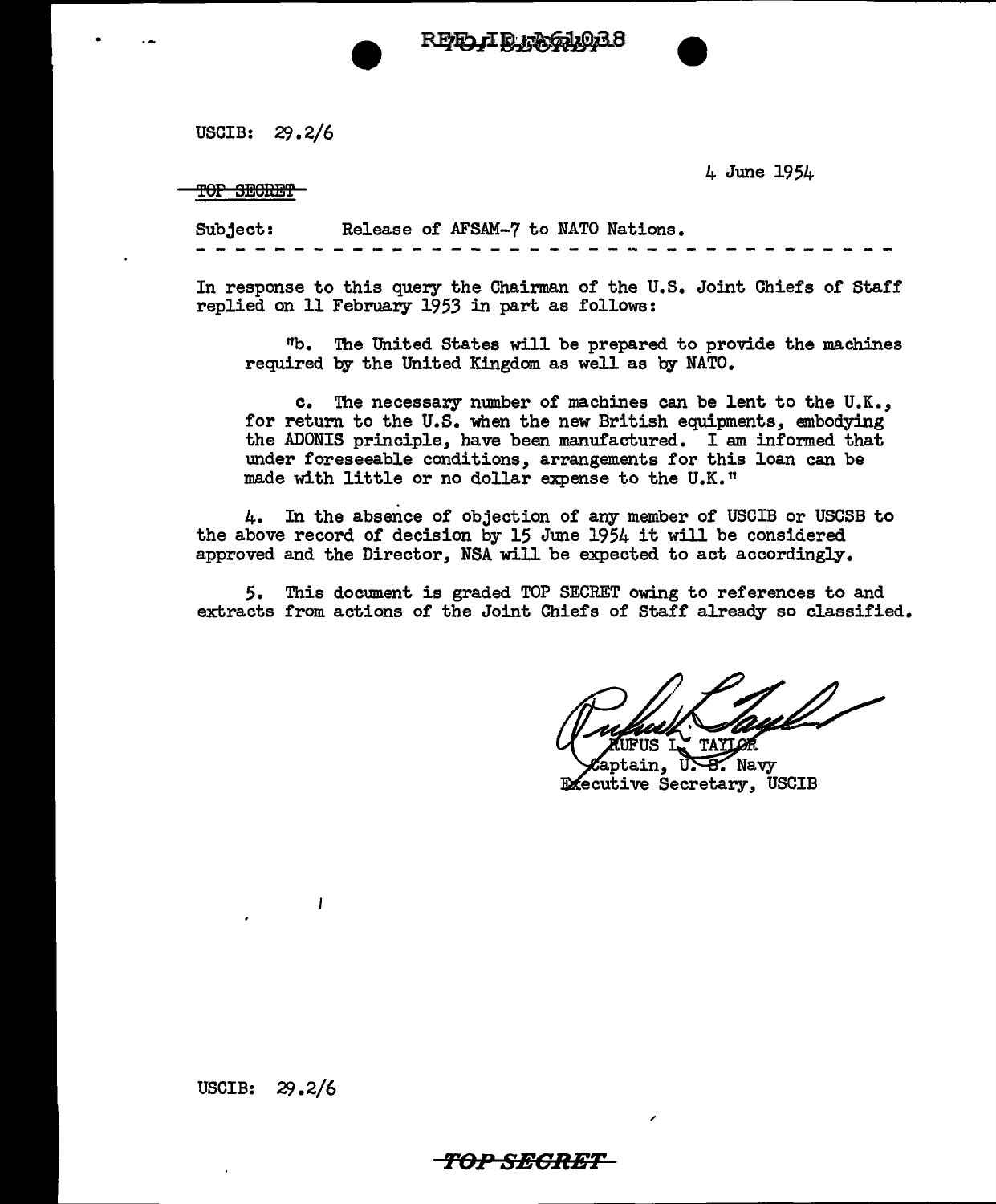USCIB: 29.2/6

4 June 1954

~~TOP SECRET~~

Subject: Release of AFSAM-7 to NATO Nations.

- - - - - - - - - - - - - - - - - - - - - - - - - - - - - - - - - - - - - -

In response to this query the Chairman of the U.S. Joint Chiefs of Staff replied on 11 February 1953 in part as follows:

> "b. The United States will be prepared to provide the machines required by the United Kingdom as well as by NATO.
>
> c. The necessary number of machines can be lent to the U.K., for return to the U.S. when the new British equipments, embodying the ADONIS principle, have been manufactured. I am informed that under foreseeable conditions, arrangements for this loan can be made with little or no dollar expense to the U.K."

4. In the absence of objection of any member of USCIB or USCSB to the above record of decision by 15 June 1954 it will be considered approved and the Director, NSA will be expected to act accordingly.

5. This document is graded TOP SECRET owing to references to and extracts from actions of the Joint Chiefs of Staff already so classified.

RUFUS L. TAYLOR
Captain, U.S. Navy
Executive Secretary, USCIB

USCIB: 29.2/6

**TOP SECRET**